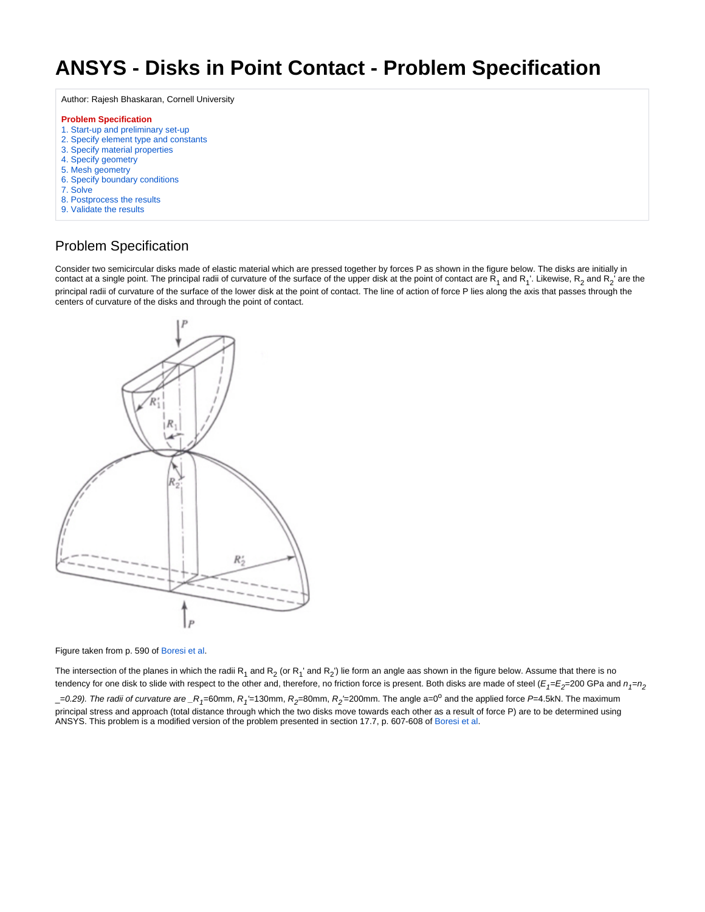# ANSYS - Disks in Point Contact - Problem Specification

Author: Rajesh Bhaskaran, Cornell University

**Problem Specification**
1. Start-up and preliminary set-up
2. Specify element type and constants
3. Specify material properties
4. Specify geometry
5. Mesh geometry
6. Specify boundary conditions
7. Solve
8. Postprocess the results
9. Validate the results

## Problem Specification

Consider two semicircular disks made of elastic material which are pressed together by forces P as shown in the figure below. The disks are initially in contact at a single point. The principal radii of curvature of the surface of the upper disk at the point of contact are $R_1$ and $R_1'$. Likewise, $R_2$ and $R_2'$ are the principal radii of curvature of the surface of the lower disk at the point of contact. The line of action of force P lies along the axis that passes through the centers of curvature of the disks and through the point of contact.

Figure taken from p. 590 of Boresi et al.

The intersection of the planes in which the radii $R_1$ and $R_2$ (or $R_1'$ and $R_2'$) lie form an angle aas shown in the figure below. Assume that there is no tendency for one disk to slide with respect to the other and, therefore, no friction force is present. Both disks are made of steel ($E_1=E_2$=200 GPa and $n_1=n_2$ _=0.29). *The radii of curvature are* $R_1$=60mm, $R_1'$=130mm, $R_2$=80mm, $R_2'$=200mm. The angle a=0$^o$ and the applied force *P*=4.5kN. The maximum principal stress and approach (total distance through which the two disks move towards each other as a result of force P) are to be determined using ANSYS. This problem is a modified version of the problem presented in section 17.7, p. 607-608 of Boresi et al.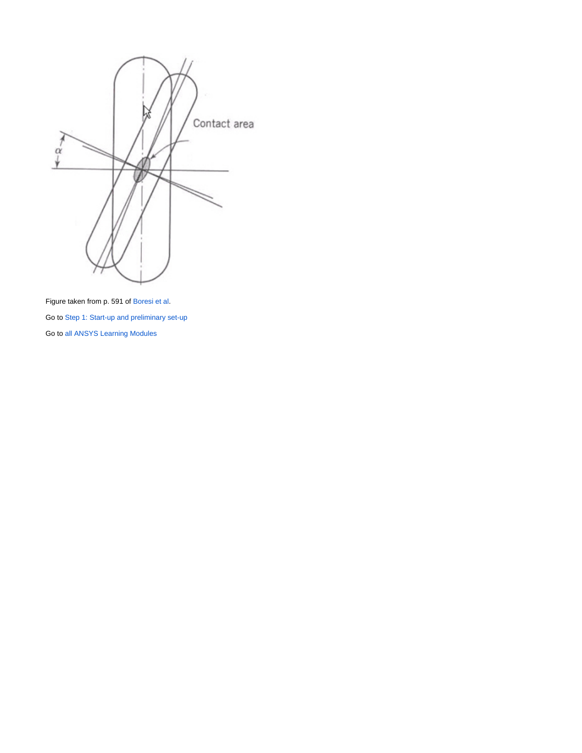Contact area

$\alpha$

Figure taken from p. 591 of Boresi et al.

Go to Step 1: Start-up and preliminary set-up

Go to all ANSYS Learning Modules